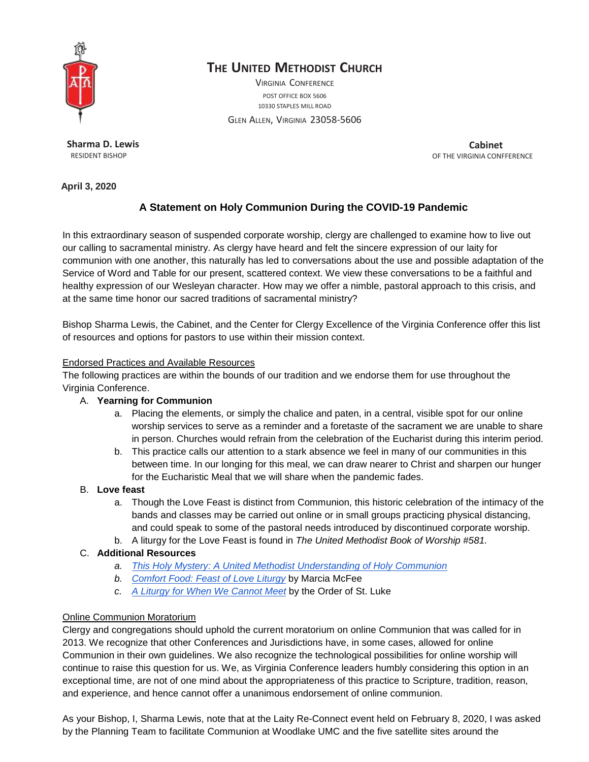# The United Methodist Church

Virginia Conference
Post Office Box 5606
10330 Staples Mill Road
Glen Allen, Virginia 23058-5606

**Sharma D. Lewis**
RESIDENT BISHOP

**Cabinet**
OF THE VIRGINIA CONFFERENCE

**April 3, 2020**

## A Statement on Holy Communion During the COVID-19 Pandemic

In this extraordinary season of suspended corporate worship, clergy are challenged to examine how to live out our calling to sacramental ministry. As clergy have heard and felt the sincere expression of our laity for communion with one another, this naturally has led to conversations about the use and possible adaptation of the Service of Word and Table for our present, scattered context. We view these conversations to be a faithful and healthy expression of our Wesleyan character. How may we offer a nimble, pastoral approach to this crisis, and at the same time honor our sacred traditions of sacramental ministry?

Bishop Sharma Lewis, the Cabinet, and the Center for Clergy Excellence of the Virginia Conference offer this list of resources and options for pastors to use within their mission context.

<u>Endorsed Practices and Available Resources</u>
The following practices are within the bounds of our tradition and we endorse them for use throughout the Virginia Conference.

A. **Yearning for Communion**
   a. Placing the elements, or simply the chalice and paten, in a central, visible spot for our online worship services to serve as a reminder and a foretaste of the sacrament we are unable to share in person. Churches would refrain from the celebration of the Eucharist during this interim period.
   b. This practice calls our attention to a stark absence we feel in many of our communities in this between time. In our longing for this meal, we can draw nearer to Christ and sharpen our hunger for the Eucharistic Meal that we will share when the pandemic fades.

B. **Love feast**
   a. Though the Love Feast is distinct from Communion, this historic celebration of the intimacy of the bands and classes may be carried out online or in small groups practicing physical distancing, and could speak to some of the pastoral needs introduced by discontinued corporate worship.
   b. A liturgy for the Love Feast is found in *The United Methodist Book of Worship #581.*

C. **Additional Resources**
   *a.* *This Holy Mystery: A United Methodist Understanding of Holy Communion*
   *b.* *Comfort Food: Feast of Love Liturgy* by Marcia McFee
   *c.* *A Liturgy for When We Cannot Meet* by the Order of St. Luke

<u>Online Communion Moratorium</u>
Clergy and congregations should uphold the current moratorium on online Communion that was called for in 2013. We recognize that other Conferences and Jurisdictions have, in some cases, allowed for online Communion in their own guidelines. We also recognize the technological possibilities for online worship will continue to raise this question for us. We, as Virginia Conference leaders humbly considering this option in an exceptional time, are not of one mind about the appropriateness of this practice to Scripture, tradition, reason, and experience, and hence cannot offer a unanimous endorsement of online communion.

As your Bishop, I, Sharma Lewis, note that at the Laity Re-Connect event held on February 8, 2020, I was asked by the Planning Team to facilitate Communion at Woodlake UMC and the five satellite sites around the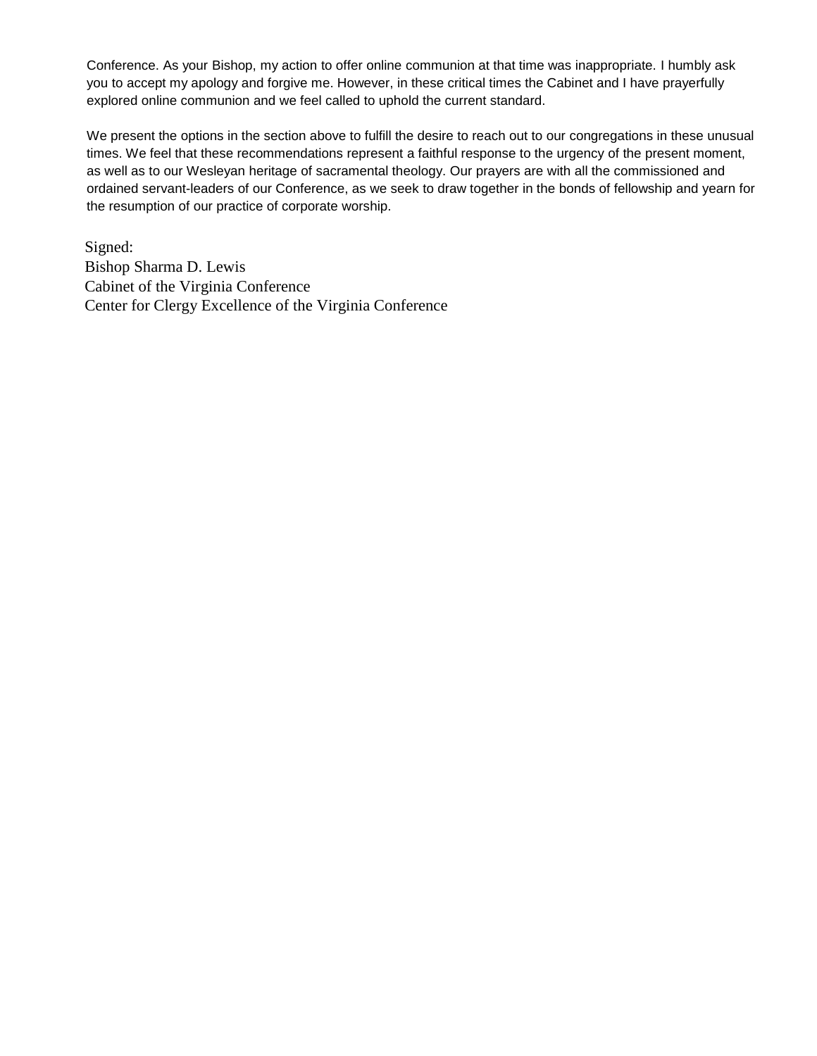Conference. As your Bishop, my action to offer online communion at that time was inappropriate. I humbly ask you to accept my apology and forgive me. However, in these critical times the Cabinet and I have prayerfully explored online communion and we feel called to uphold the current standard.

We present the options in the section above to fulfill the desire to reach out to our congregations in these unusual times. We feel that these recommendations represent a faithful response to the urgency of the present moment, as well as to our Wesleyan heritage of sacramental theology. Our prayers are with all the commissioned and ordained servant-leaders of our Conference, as we seek to draw together in the bonds of fellowship and yearn for the resumption of our practice of corporate worship.

Signed:
Bishop Sharma D. Lewis
Cabinet of the Virginia Conference
Center for Clergy Excellence of the Virginia Conference